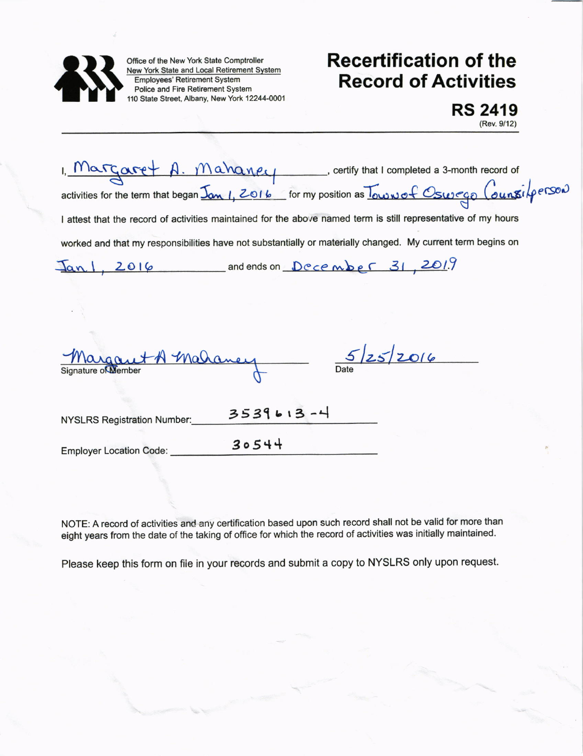Office of the New York State Comptroller
New York State and Local Retirement System
Employees' Retirement System
Police and Fire Retirement System
110 State Street, Albany, New York 12244-0001

# Recertification of the Record of Activities

## RS 2419

(Rev. 9/12)

I, Margaret A. Mahaney, certify that I completed a 3-month record of activities for the term that began Jan 1, 2016 for my position as Town of Oswego Counsilperson

I attest that the record of activities maintained for the above named term is still representative of my hours worked and that my responsibilities have not substantially or materially changed. My current term begins on Jan 1, 2016 and ends on December 31, 2019

Margaret A Mahaney
Signature of Member

5/25/2016
Date

NYSLRS Registration Number: 3539613-4

Employer Location Code: 30544

NOTE: A record of activities and any certification based upon such record shall not be valid for more than eight years from the date of the taking of office for which the record of activities was initially maintained.

Please keep this form on file in your records and submit a copy to NYSLRS only upon request.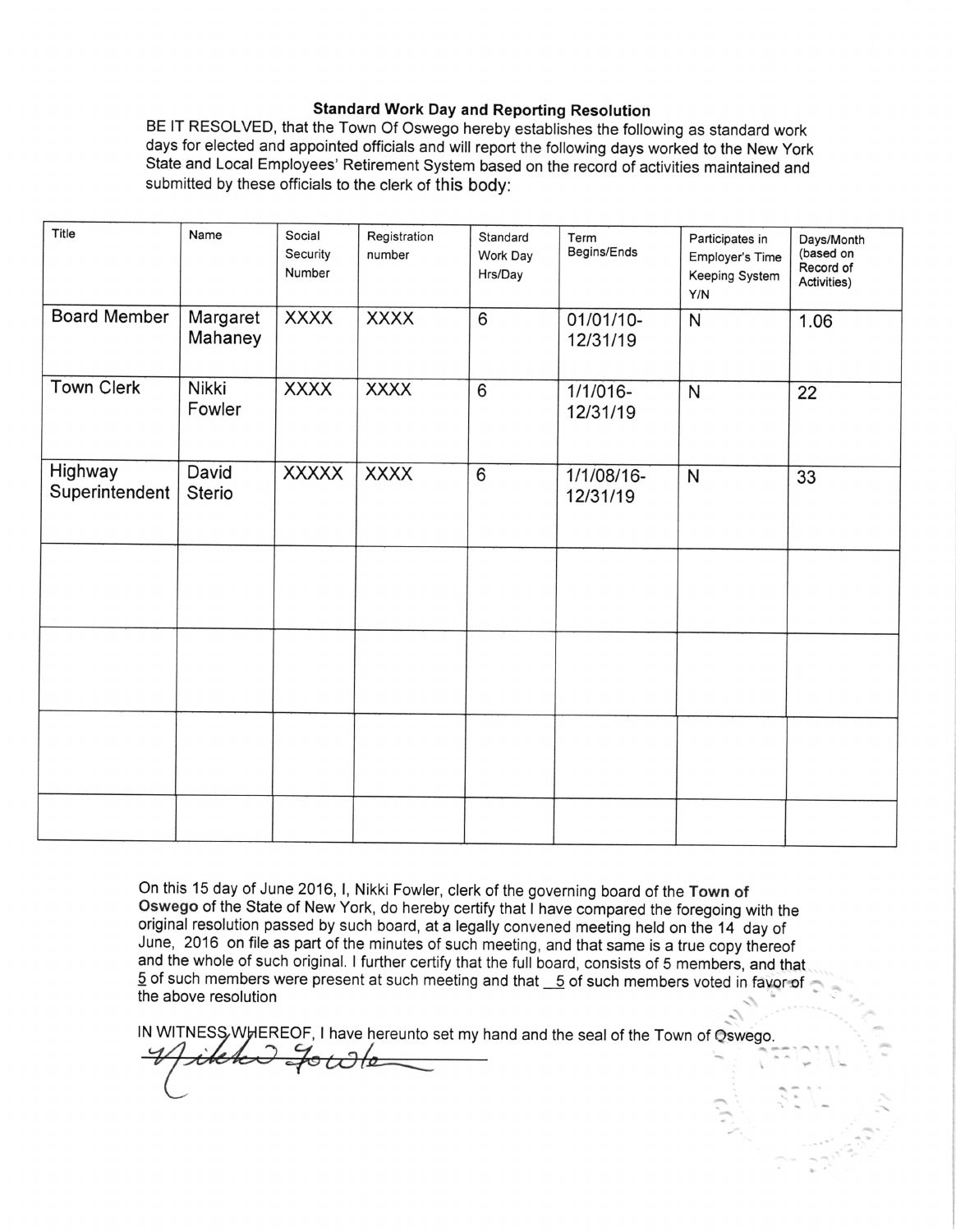## Standard Work Day and Reporting Resolution

BE IT RESOLVED, that the Town Of Oswego hereby establishes the following as standard work days for elected and appointed officials and will report the following days worked to the New York State and Local Employees' Retirement System based on the record of activities maintained and submitted by these officials to the clerk of this body:

| Title | Name | Social Security Number | Registration number | Standard Work Day Hrs/Day | Term Begins/Ends | Participates in Employer's Time Keeping System Y/N | Days/Month (based on Record of Activities) |
|---|---|---|---|---|---|---|---|
| Board Member | Margaret Mahaney | XXXX | XXXX | 6 | 01/01/10-12/31/19 | N | 1.06 |
| Town Clerk | Nikki Fowler | XXXX | XXXX | 6 | 1/1/016-12/31/19 | N | 22 |
| Highway Superintendent | David Sterio | XXXXX | XXXX | 6 | 1/1/08/16-12/31/19 | N | 33 |
| | | | | | | | |
| | | | | | | | |
| | | | | | | | |
| | | | | | | | |

On this 15 day of June 2016, I, Nikki Fowler, clerk of the governing board of the **Town of Oswego** of the State of New York, do hereby certify that I have compared the foregoing with the original resolution passed by such board, at a legally convened meeting held on the 14 day of June, 2016 on file as part of the minutes of such meeting, and that same is a true copy thereof and the whole of such original. I further certify that the full board, consists of 5 members, and that 5 of such members were present at such meeting and that 5 of such members voted in favor of the above resolution

IN WITNESS WHEREOF, I have hereunto set my hand and the seal of the Town of Oswego.

Nikki Fowler

OFFICIAL SEAL